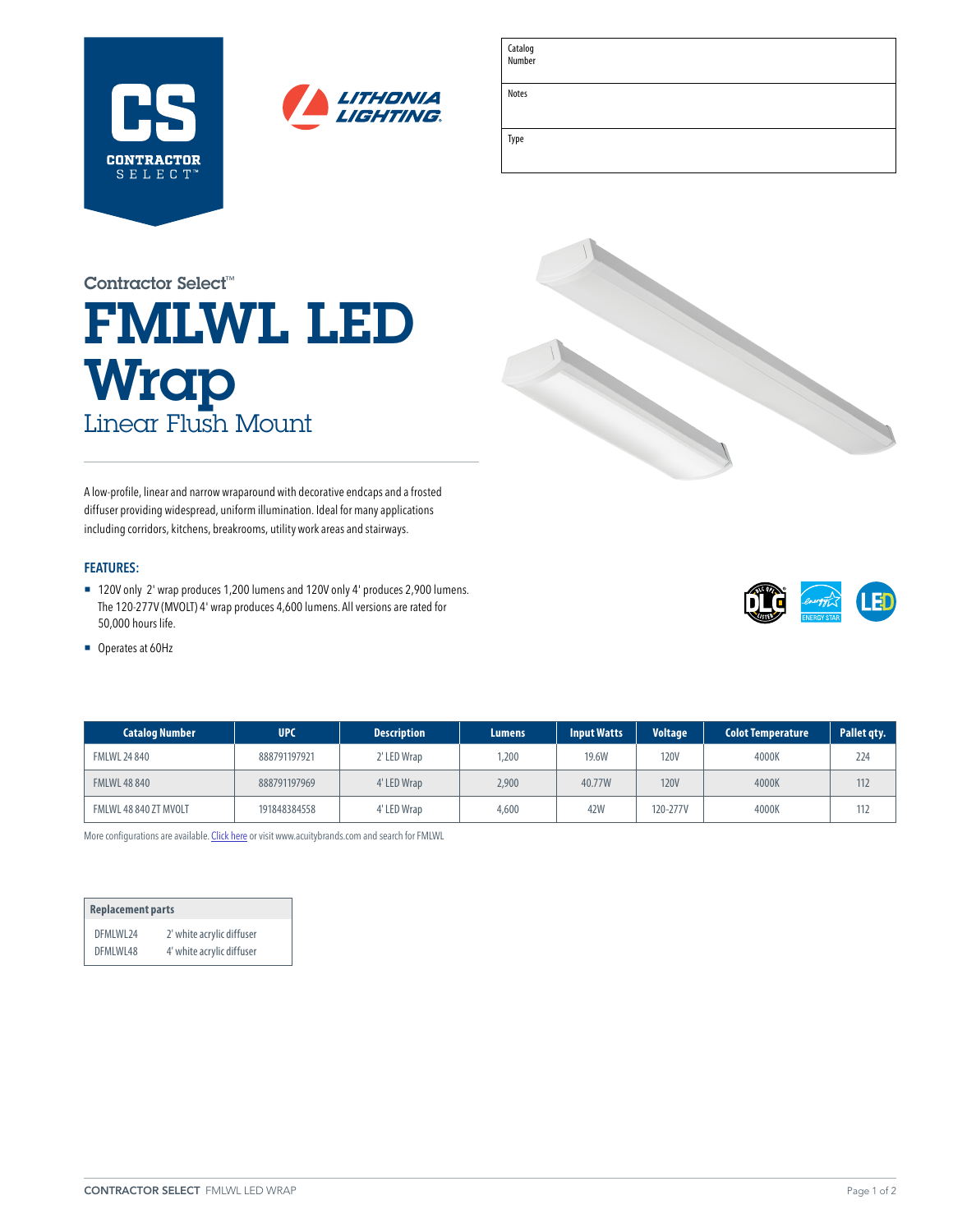| Catalog Number | |
|---|---|
| Notes | |
| Type | |

Contractor Select™

# FMLWL LED Wrap

## Linear Flush Mount

A low-profile, linear and narrow wraparound with decorative endcaps and a frosted diffuser providing widespread, uniform illumination. Ideal for many applications including corridors, kitchens, breakrooms, utility work areas and stairways.

### FEATURES:

- 120V only 2' wrap produces 1,200 lumens and 120V only 4' produces 2,900 lumens. The 120-277V (MVOLT) 4' wrap produces 4,600 lumens. All versions are rated for 50,000 hours life.
- Operates at 60Hz

| Catalog Number | UPC | Description | Lumens | Input Watts | Voltage | Colot Temperature | Pallet qty. |
|---|---|---|---|---|---|---|---|
| FMLWL 24 840 | 888791197921 | 2' LED Wrap | 1,200 | 19.6W | 120V | 4000K | 224 |
| FMLWL 48 840 | 888791197969 | 4' LED Wrap | 2,900 | 40.77W | 120V | 4000K | 112 |
| FMLWL 48 840 ZT MVOLT | 191848384558 | 4' LED Wrap | 4,600 | 42W | 120-277V | 4000K | 112 |

More configurations are available. Click here or visit www.acuitybrands.com and search for FMLWL

| Replacement parts | |
|---|---|
| DFMLWL24 | 2' white acrylic diffuser |
| DFMLWL48 | 4' white acrylic diffuser |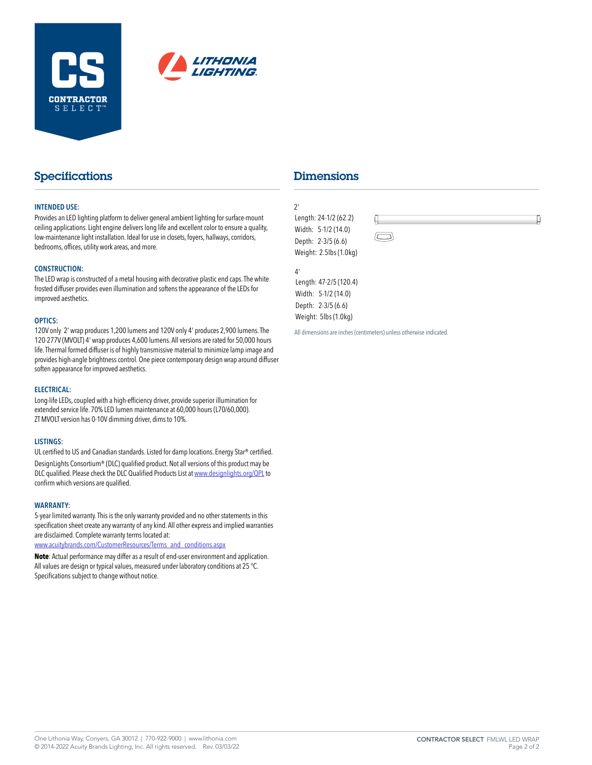CS
CONTRACTOR
SELECT™

LITHONIA LIGHTING.

## Specifications

**INTENDED USE:**

Provides an LED lighting platform to deliver general ambient lighting for surface-mount ceiling applications. Light engine delivers long life and excellent color to ensure a quality, low-maintenance light installation. Ideal for use in closets, foyers, hallways, corridors, bedrooms, offices, utility work areas, and more.

**CONSTRUCTION:**

The LED wrap is constructed of a metal housing with decorative plastic end caps. The white frosted diffuser provides even illumination and softens the appearance of the LEDs for improved aesthetics.

**OPTICS:**

120V only 2' wrap produces 1,200 lumens and 120V only 4' produces 2,900 lumens. The 120-277V (MVOLT) 4' wrap produces 4,600 lumens. All versions are rated for 50,000 hours life. Thermal formed diffuser is of highly transmissive material to minimize lamp image and provides high-angle brightness control. One piece contemporary design wrap around diffuser soften appearance for improved aesthetics.

**ELECTRICAL:**

Long-life LEDs, coupled with a high-efficiency driver, provide superior illumination for extended service life. 70% LED lumen maintenance at 60,000 hours (L70/60,000). ZT MVOLT version has 0-10V dimming driver, dims to 10%.

**LISTINGS:**

UL certified to US and Canadian standards. Listed for damp locations. Energy Star® certified.

DesignLights Consortium® (DLC) qualified product. Not all versions of this product may be DLC qualified. Please check the DLC Qualified Products List at www.designlights.org/QPL to confirm which versions are qualified.

**WARRANTY:**

5-year limited warranty. This is the only warranty provided and no other statements in this specification sheet create any warranty of any kind. All other express and implied warranties are disclaimed. Complete warranty terms located at:

www.acuitybrands.com/CustomerResources/Terms_and_conditions.aspx

**Note**: Actual performance may differ as a result of end-user environment and application. All values are design or typical values, measured under laboratory conditions at 25 °C. Specifications subject to change without notice.

## Dimensions

2'

Length: 24-1/2 (62.2)
Width: 5-1/2 (14.0)
Depth: 2-3/5 (6.6)
Weight: 2.5lbs (1.0kg)

4'

Length: 47-2/5 (120.4)
Width: 5-1/2 (14.0)
Depth: 2-3/5 (6.6)
Weight: 5lbs (1.0kg)

All dimensions are inches (centimeters) unless otherwise indicated.

One Lithonia Way, Conyers, GA 30012 | 770-922-9000 | www.lithonia.com
© 2014-2022 Acuity Brands Lighting, Inc. All rights reserved. Rev. 03/03/22

CONTRACTOR SELECT FMLWL LED WRAP